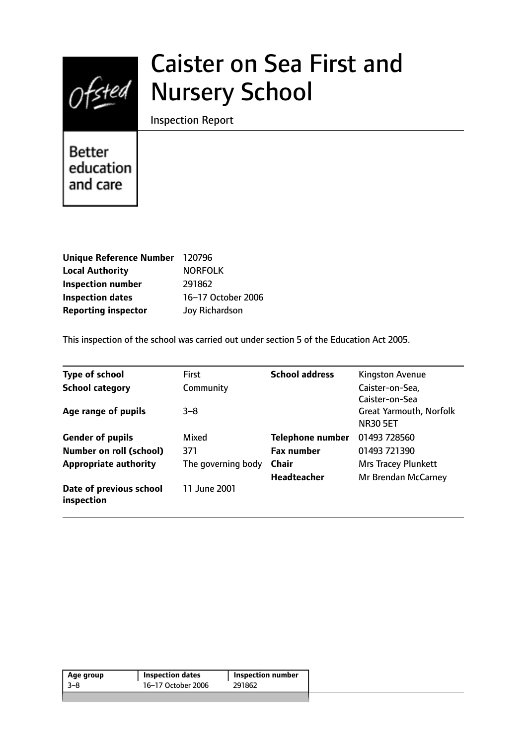# Caister on Sea First and Nursery School

Inspection Report

Better education and care

| | |
|---|---|
| **Unique Reference Number** | 120796 |
| **Local Authority** | NORFOLK |
| **Inspection number** | 291862 |
| **Inspection dates** | 16–17 October 2006 |
| **Reporting inspector** | Joy Richardson |

This inspection of the school was carried out under section 5 of the Education Act 2005.

| | | | |
|---|---|---|---|
| **Type of school** | First | **School address** | Kingston Avenue |
| **School category** | Community | | Caister-on-Sea, Caister-on-Sea |
| **Age range of pupils** | 3–8 | | Great Yarmouth, Norfolk NR30 5ET |
| **Gender of pupils** | Mixed | **Telephone number** | 01493 728560 |
| **Number on roll (school)** | 371 | **Fax number** | 01493 721390 |
| **Appropriate authority** | The governing body | **Chair** | Mrs Tracey Plunkett |
| | | **Headteacher** | Mr Brendan McCarney |
| **Date of previous school inspection** | 11 June 2001 | | |

| Age group | Inspection dates | Inspection number |
|---|---|---|
| 3–8 | 16–17 October 2006 | 291862 |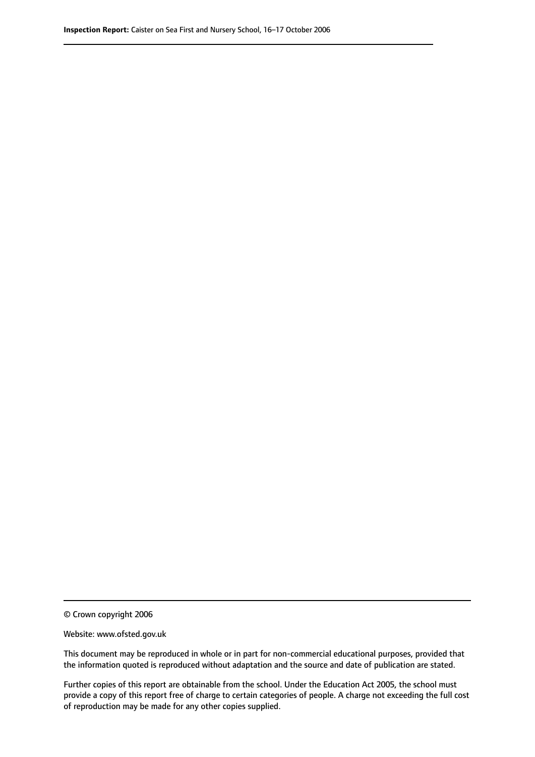© Crown copyright 2006

Website: www.ofsted.gov.uk

This document may be reproduced in whole or in part for non-commercial educational purposes, provided that the information quoted is reproduced without adaptation and the source and date of publication are stated.

Further copies of this report are obtainable from the school. Under the Education Act 2005, the school must provide a copy of this report free of charge to certain categories of people. A charge not exceeding the full cost of reproduction may be made for any other copies supplied.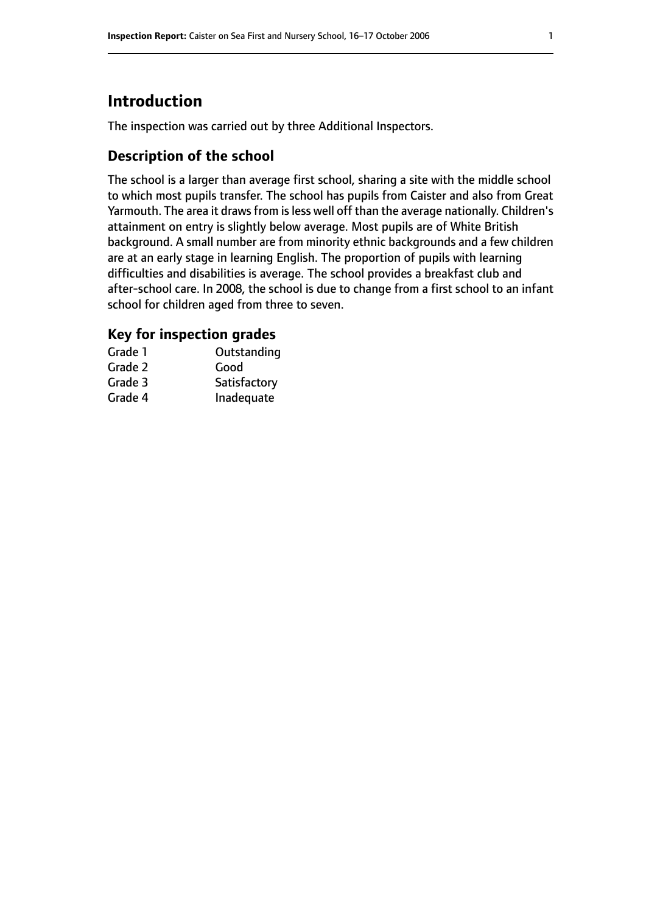## Introduction

The inspection was carried out by three Additional Inspectors.

### Description of the school

The school is a larger than average first school, sharing a site with the middle school to which most pupils transfer. The school has pupils from Caister and also from Great Yarmouth. The area it draws from is less well off than the average nationally. Children's attainment on entry is slightly below average. Most pupils are of White British background. A small number are from minority ethnic backgrounds and a few children are at an early stage in learning English. The proportion of pupils with learning difficulties and disabilities is average. The school provides a breakfast club and after-school care. In 2008, the school is due to change from a first school to an infant school for children aged from three to seven.

### Key for inspection grades

| | |
|---|---|
| Grade 1 | Outstanding |
| Grade 2 | Good |
| Grade 3 | Satisfactory |
| Grade 4 | Inadequate |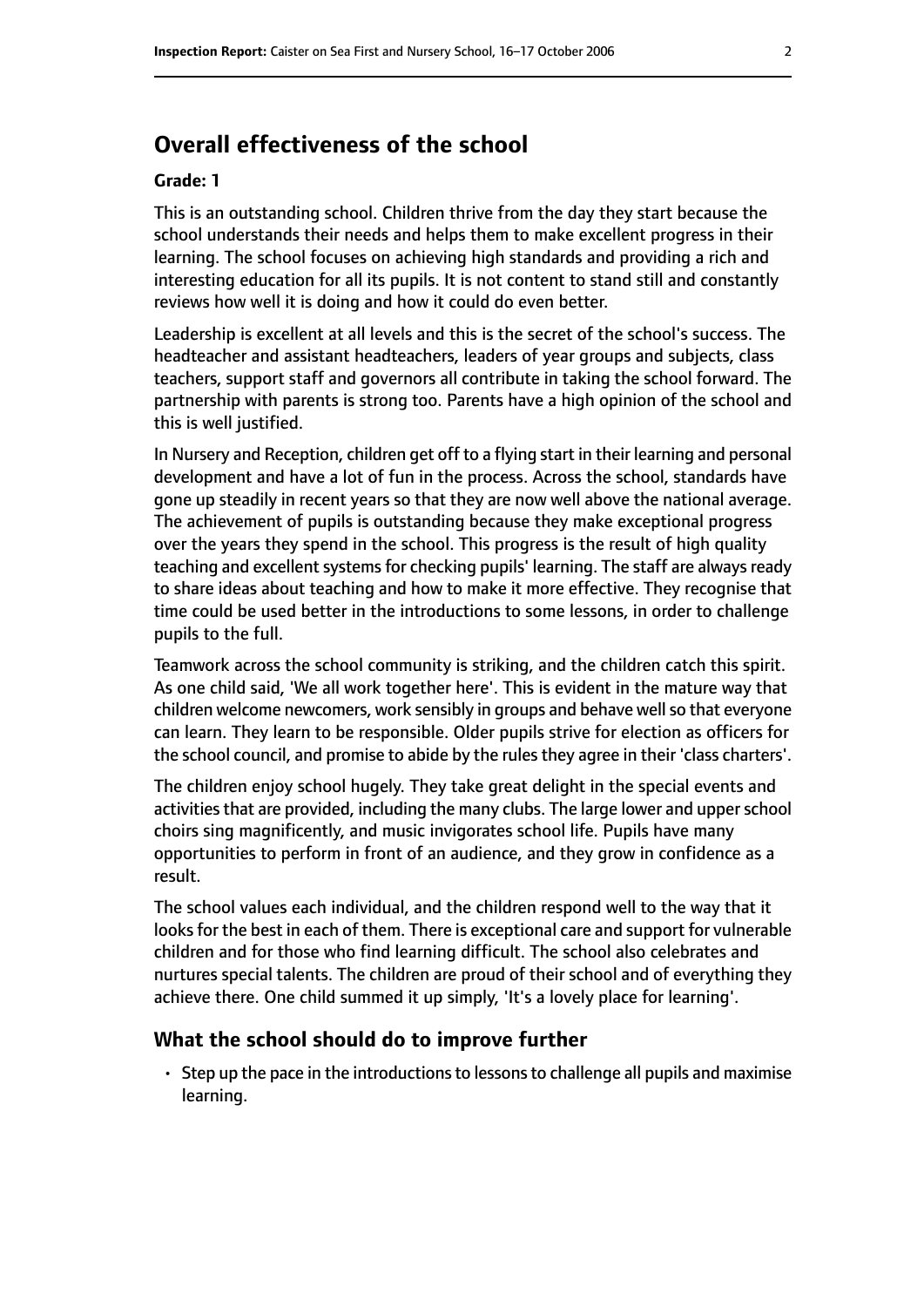## Overall effectiveness of the school

**Grade: 1**

This is an outstanding school. Children thrive from the day they start because the school understands their needs and helps them to make excellent progress in their learning. The school focuses on achieving high standards and providing a rich and interesting education for all its pupils. It is not content to stand still and constantly reviews how well it is doing and how it could do even better.

Leadership is excellent at all levels and this is the secret of the school's success. The headteacher and assistant headteachers, leaders of year groups and subjects, class teachers, support staff and governors all contribute in taking the school forward. The partnership with parents is strong too. Parents have a high opinion of the school and this is well justified.

In Nursery and Reception, children get off to a flying start in their learning and personal development and have a lot of fun in the process. Across the school, standards have gone up steadily in recent years so that they are now well above the national average. The achievement of pupils is outstanding because they make exceptional progress over the years they spend in the school. This progress is the result of high quality teaching and excellent systems for checking pupils' learning. The staff are always ready to share ideas about teaching and how to make it more effective. They recognise that time could be used better in the introductions to some lessons, in order to challenge pupils to the full.

Teamwork across the school community is striking, and the children catch this spirit. As one child said, 'We all work together here'. This is evident in the mature way that children welcome newcomers, work sensibly in groups and behave well so that everyone can learn. They learn to be responsible. Older pupils strive for election as officers for the school council, and promise to abide by the rules they agree in their 'class charters'.

The children enjoy school hugely. They take great delight in the special events and activities that are provided, including the many clubs. The large lower and upper school choirs sing magnificently, and music invigorates school life. Pupils have many opportunities to perform in front of an audience, and they grow in confidence as a result.

The school values each individual, and the children respond well to the way that it looks for the best in each of them. There is exceptional care and support for vulnerable children and for those who find learning difficult. The school also celebrates and nurtures special talents. The children are proud of their school and of everything they achieve there. One child summed it up simply, 'It's a lovely place for learning'.

### What the school should do to improve further

- Step up the pace in the introductions to lessons to challenge all pupils and maximise learning.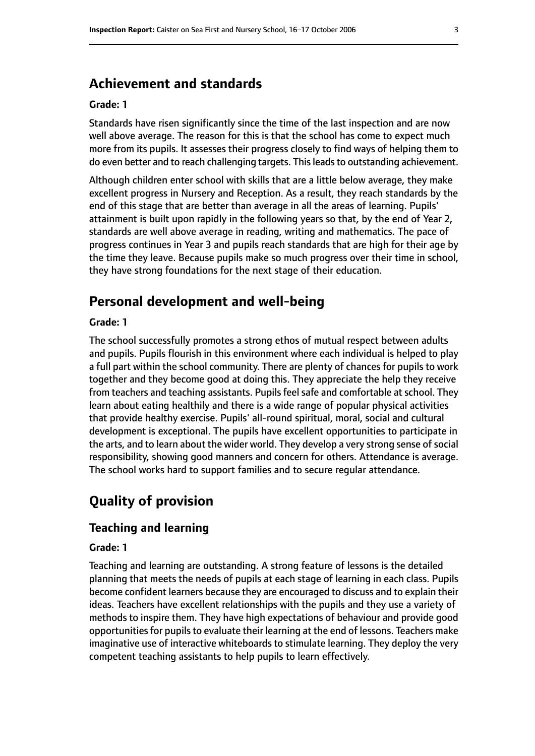## Achievement and standards

### Grade: 1

Standards have risen significantly since the time of the last inspection and are now well above average. The reason for this is that the school has come to expect much more from its pupils. It assesses their progress closely to find ways of helping them to do even better and to reach challenging targets. This leads to outstanding achievement.

Although children enter school with skills that are a little below average, they make excellent progress in Nursery and Reception. As a result, they reach standards by the end of this stage that are better than average in all the areas of learning. Pupils' attainment is built upon rapidly in the following years so that, by the end of Year 2, standards are well above average in reading, writing and mathematics. The pace of progress continues in Year 3 and pupils reach standards that are high for their age by the time they leave. Because pupils make so much progress over their time in school, they have strong foundations for the next stage of their education.

## Personal development and well-being

### Grade: 1

The school successfully promotes a strong ethos of mutual respect between adults and pupils. Pupils flourish in this environment where each individual is helped to play a full part within the school community. There are plenty of chances for pupils to work together and they become good at doing this. They appreciate the help they receive from teachers and teaching assistants. Pupils feel safe and comfortable at school. They learn about eating healthily and there is a wide range of popular physical activities that provide healthy exercise. Pupils' all-round spiritual, moral, social and cultural development is exceptional. The pupils have excellent opportunities to participate in the arts, and to learn about the wider world. They develop a very strong sense of social responsibility, showing good manners and concern for others. Attendance is average. The school works hard to support families and to secure regular attendance.

# Quality of provision

## Teaching and learning

### Grade: 1

Teaching and learning are outstanding. A strong feature of lessons is the detailed planning that meets the needs of pupils at each stage of learning in each class. Pupils become confident learners because they are encouraged to discuss and to explain their ideas. Teachers have excellent relationships with the pupils and they use a variety of methods to inspire them. They have high expectations of behaviour and provide good opportunities for pupils to evaluate their learning at the end of lessons. Teachers make imaginative use of interactive whiteboards to stimulate learning. They deploy the very competent teaching assistants to help pupils to learn effectively.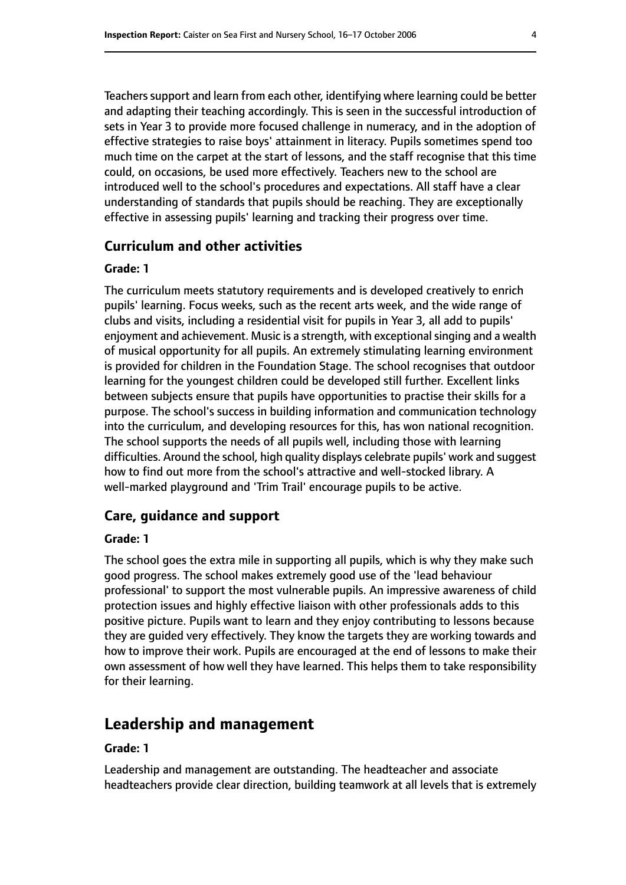Teachers support and learn from each other, identifying where learning could be better and adapting their teaching accordingly. This is seen in the successful introduction of sets in Year 3 to provide more focused challenge in numeracy, and in the adoption of effective strategies to raise boys' attainment in literacy. Pupils sometimes spend too much time on the carpet at the start of lessons, and the staff recognise that this time could, on occasions, be used more effectively. Teachers new to the school are introduced well to the school's procedures and expectations. All staff have a clear understanding of standards that pupils should be reaching. They are exceptionally effective in assessing pupils' learning and tracking their progress over time.

### Curriculum and other activities

#### Grade: 1

The curriculum meets statutory requirements and is developed creatively to enrich pupils' learning. Focus weeks, such as the recent arts week, and the wide range of clubs and visits, including a residential visit for pupils in Year 3, all add to pupils' enjoyment and achievement. Music is a strength, with exceptional singing and a wealth of musical opportunity for all pupils. An extremely stimulating learning environment is provided for children in the Foundation Stage. The school recognises that outdoor learning for the youngest children could be developed still further. Excellent links between subjects ensure that pupils have opportunities to practise their skills for a purpose. The school's success in building information and communication technology into the curriculum, and developing resources for this, has won national recognition. The school supports the needs of all pupils well, including those with learning difficulties. Around the school, high quality displays celebrate pupils' work and suggest how to find out more from the school's attractive and well-stocked library. A well-marked playground and 'Trim Trail' encourage pupils to be active.

### Care, guidance and support

#### Grade: 1

The school goes the extra mile in supporting all pupils, which is why they make such good progress. The school makes extremely good use of the 'lead behaviour professional' to support the most vulnerable pupils. An impressive awareness of child protection issues and highly effective liaison with other professionals adds to this positive picture. Pupils want to learn and they enjoy contributing to lessons because they are guided very effectively. They know the targets they are working towards and how to improve their work. Pupils are encouraged at the end of lessons to make their own assessment of how well they have learned. This helps them to take responsibility for their learning.

## Leadership and management

#### Grade: 1

Leadership and management are outstanding. The headteacher and associate headteachers provide clear direction, building teamwork at all levels that is extremely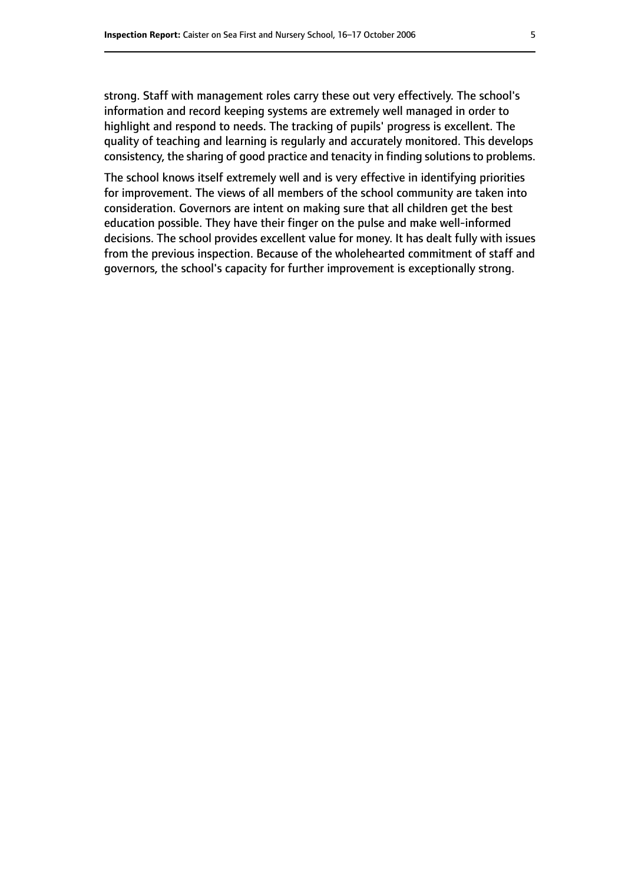strong. Staff with management roles carry these out very effectively. The school's information and record keeping systems are extremely well managed in order to highlight and respond to needs. The tracking of pupils' progress is excellent. The quality of teaching and learning is regularly and accurately monitored. This develops consistency, the sharing of good practice and tenacity in finding solutions to problems.

The school knows itself extremely well and is very effective in identifying priorities for improvement. The views of all members of the school community are taken into consideration. Governors are intent on making sure that all children get the best education possible. They have their finger on the pulse and make well-informed decisions. The school provides excellent value for money. It has dealt fully with issues from the previous inspection. Because of the wholehearted commitment of staff and governors, the school's capacity for further improvement is exceptionally strong.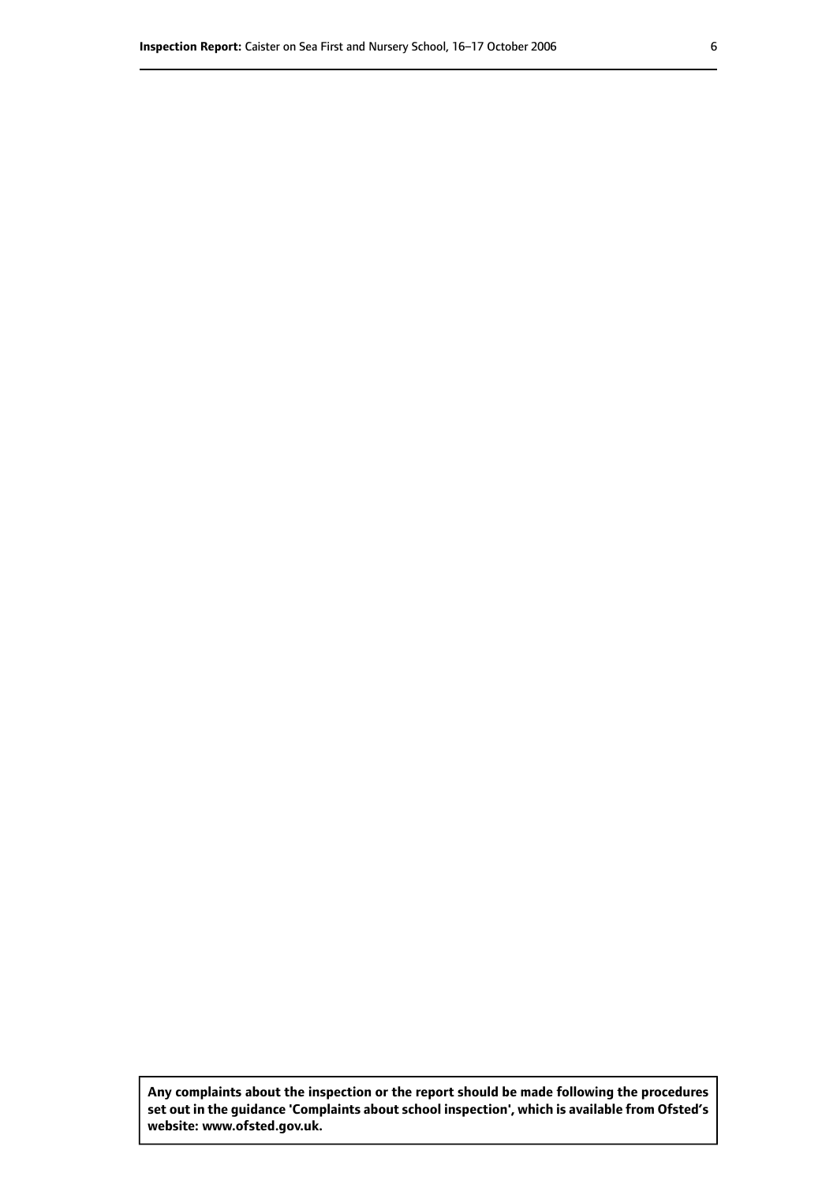**Any complaints about the inspection or the report should be made following the procedures set out in the guidance 'Complaints about school inspection', which is available from Ofsted's website: www.ofsted.gov.uk.**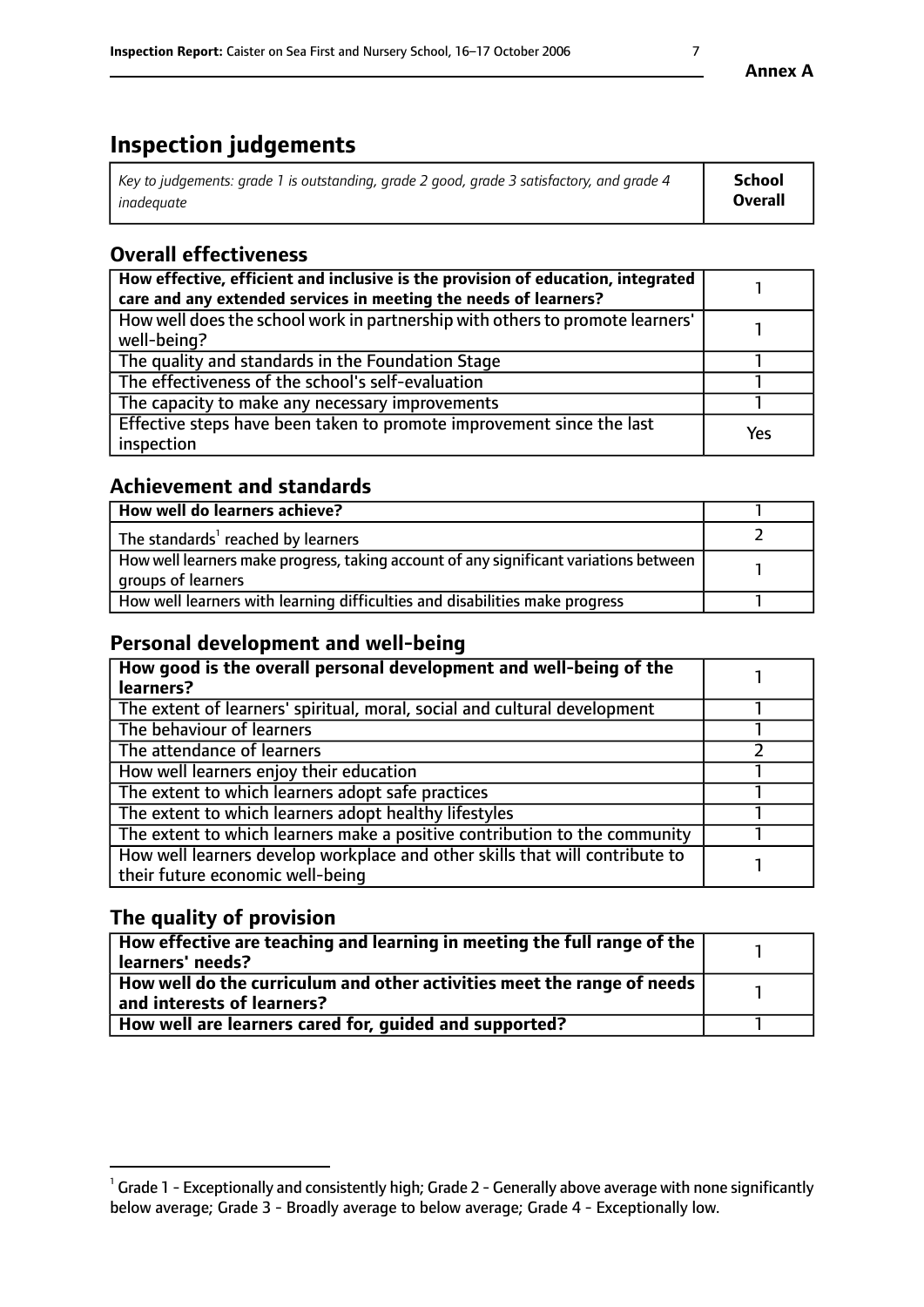**Annex A**

# Inspection judgements

| *Key to judgements: grade 1 is outstanding, grade 2 good, grade 3 satisfactory, and grade 4 inadequate* | **School Overall** |
| --- | --- |

## Overall effectiveness

| | |
| --- | --- |
| **How effective, efficient and inclusive is the provision of education, integrated care and any extended services in meeting the needs of learners?** | 1 |
| How well does the school work in partnership with others to promote learners' well-being? | 1 |
| The quality and standards in the Foundation Stage | 1 |
| The effectiveness of the school's self-evaluation | 1 |
| The capacity to make any necessary improvements | 1 |
| Effective steps have been taken to promote improvement since the last inspection | Yes |

## Achievement and standards

| | |
| --- | --- |
| **How well do learners achieve?** | 1 |
| The standards[1] reached by learners | 2 |
| How well learners make progress, taking account of any significant variations between groups of learners | 1 |
| How well learners with learning difficulties and disabilities make progress | 1 |

## Personal development and well-being

| | |
| --- | --- |
| **How good is the overall personal development and well-being of the learners?** | 1 |
| The extent of learners' spiritual, moral, social and cultural development | 1 |
| The behaviour of learners | 1 |
| The attendance of learners | 2 |
| How well learners enjoy their education | 1 |
| The extent to which learners adopt safe practices | 1 |
| The extent to which learners adopt healthy lifestyles | 1 |
| The extent to which learners make a positive contribution to the community | 1 |
| How well learners develop workplace and other skills that will contribute to their future economic well-being | 1 |

## The quality of provision

| | |
| --- | --- |
| **How effective are teaching and learning in meeting the full range of the learners' needs?** | 1 |
| **How well do the curriculum and other activities meet the range of needs and interests of learners?** | 1 |
| **How well are learners cared for, guided and supported?** | 1 |

[1] Grade 1 - Exceptionally and consistently high; Grade 2 - Generally above average with none significantly below average; Grade 3 - Broadly average to below average; Grade 4 - Exceptionally low.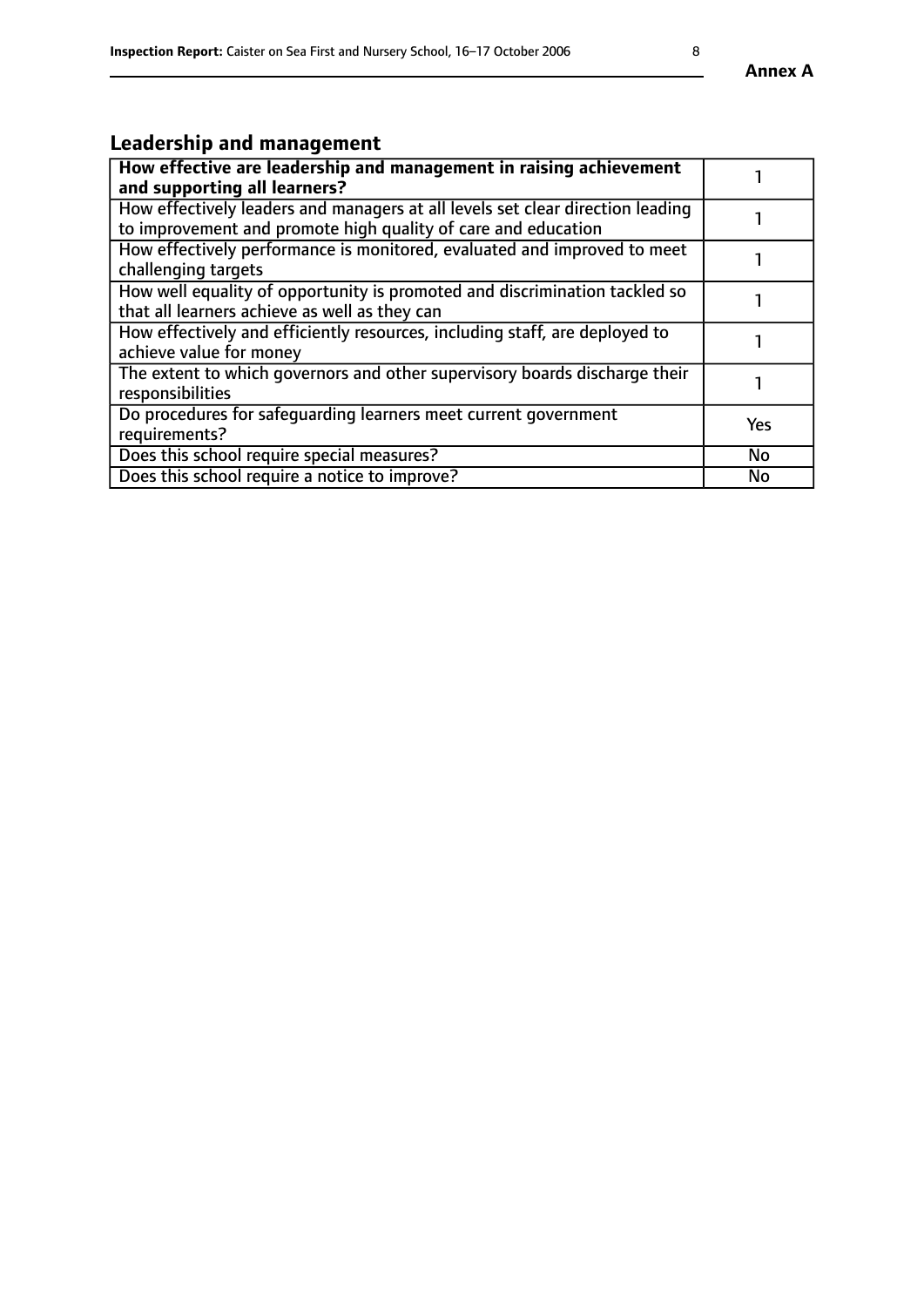## Leadership and management

| **How effective are leadership and management in raising achievement and supporting all learners?** | 1 |
|---|---|
| How effectively leaders and managers at all levels set clear direction leading to improvement and promote high quality of care and education | 1 |
| How effectively performance is monitored, evaluated and improved to meet challenging targets | 1 |
| How well equality of opportunity is promoted and discrimination tackled so that all learners achieve as well as they can | 1 |
| How effectively and efficiently resources, including staff, are deployed to achieve value for money | 1 |
| The extent to which governors and other supervisory boards discharge their responsibilities | 1 |
| Do procedures for safeguarding learners meet current government requirements? | Yes |
| Does this school require special measures? | No |
| Does this school require a notice to improve? | No |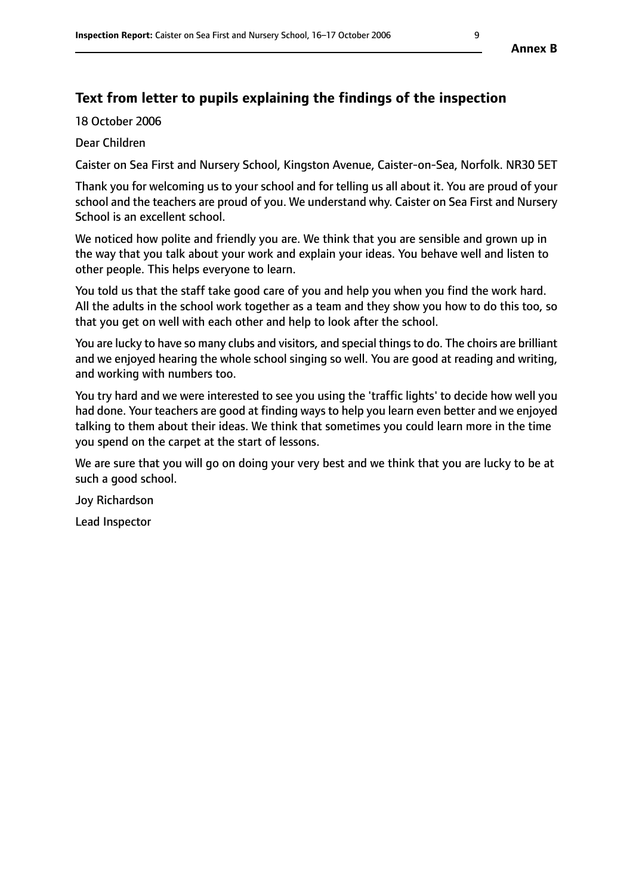## Text from letter to pupils explaining the findings of the inspection

18 October 2006

Dear Children

Caister on Sea First and Nursery School, Kingston Avenue, Caister-on-Sea, Norfolk. NR30 5ET

Thank you for welcoming us to your school and for telling us all about it. You are proud of your school and the teachers are proud of you. We understand why. Caister on Sea First and Nursery School is an excellent school.

We noticed how polite and friendly you are. We think that you are sensible and grown up in the way that you talk about your work and explain your ideas. You behave well and listen to other people. This helps everyone to learn.

You told us that the staff take good care of you and help you when you find the work hard. All the adults in the school work together as a team and they show you how to do this too, so that you get on well with each other and help to look after the school.

You are lucky to have so many clubs and visitors, and special things to do. The choirs are brilliant and we enjoyed hearing the whole school singing so well. You are good at reading and writing, and working with numbers too.

You try hard and we were interested to see you using the 'traffic lights' to decide how well you had done. Your teachers are good at finding ways to help you learn even better and we enjoyed talking to them about their ideas. We think that sometimes you could learn more in the time you spend on the carpet at the start of lessons.

We are sure that you will go on doing your very best and we think that you are lucky to be at such a good school.

Joy Richardson

Lead Inspector